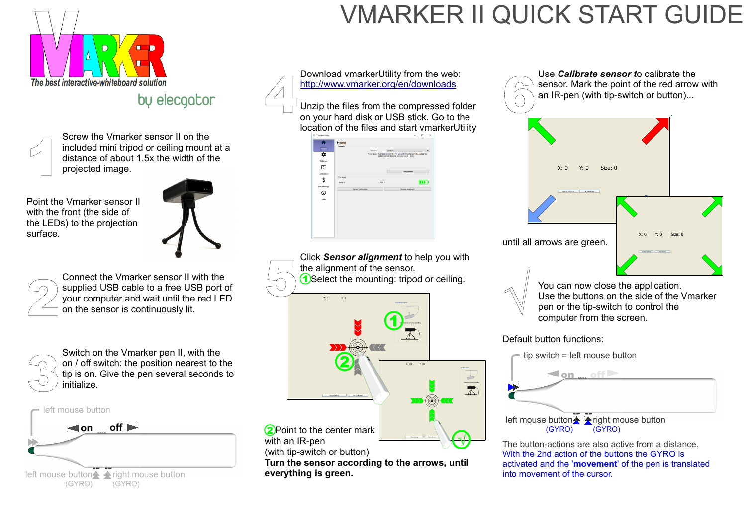# VMARKER II QUICK START GUIDE

VMARKER

The best interactive-whiteboard solution

by elecgator

1

Screw the Vmarker sensor II on the included mini tripod or ceiling mount at a distance of about 1.5x the width of the projected image.

Point the Vmarker sensor II with the front (the side of the LEDs) to the projection surface.

2

Connect the Vmarker sensor II with the supplied USB cable to a free USB port of your computer and wait until the red LED on the sensor is continuously lit.

3

Switch on the Vmarker pen II, with the on / off switch: the position nearest to the tip is on. Give the pen several seconds to initialize.

left mouse button

on off

left mouse button (GYRO) right mouse button (GYRO)

4

Download vmarkerUtility from the web: [http://www.vmarker.org/en/downloads](http://www.vmarker.org/en/downloads)

Unzip the files from the compressed folder on your hard disk or USB stick. Go to the location of the files and start vmarkerUtility

5

Click ***Sensor alignment*** to help you with the alignment of the sensor.

① Select the mounting: tripod or ceiling.

② Point to the center mark with an IR-pen (with tip-switch or button)

**Turn the sensor according to the arrows, until everything is green.**

6

Use ***Calibrate sensor*** to calibrate the sensor. Mark the point of the red arrow with an IR-pen (with tip-switch or button)...

until all arrows are green.

√

You can now close the application. Use the buttons on the side of the Vmarker pen or the tip-switch to control the computer from the screen.

Default button functions:

tip switch = left mouse button

on off

left mouse button (GYRO) right mouse button (GYRO)

The button-actions are also active from a distance. With the 2nd action of the buttons the GYRO is activated and the '**movement**' of the pen is translated into movement of the cursor.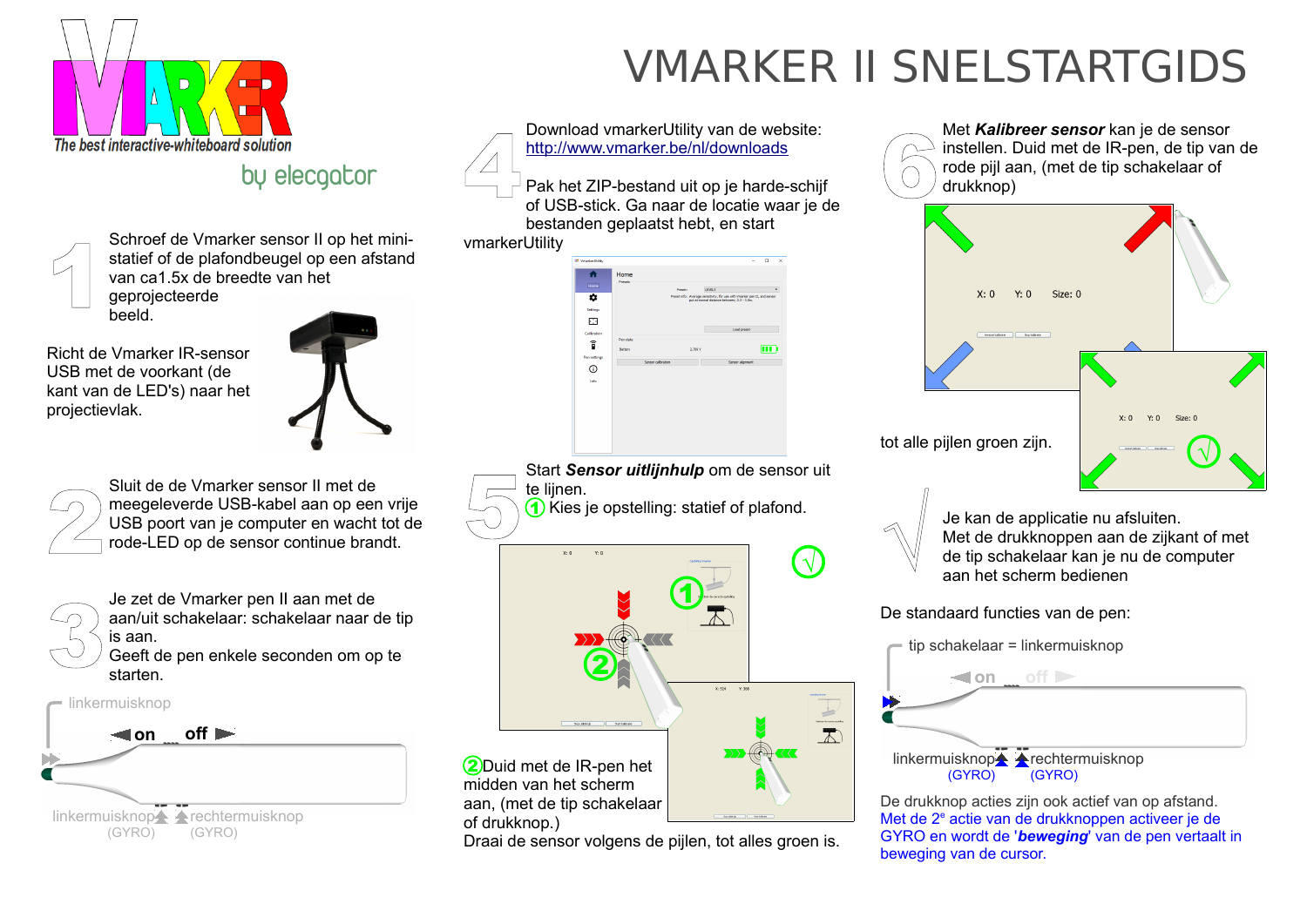# VMARKER II SNELSTARTGIDS

The best interactive-whiteboard solution

by elecgator

**1** Schroef de Vmarker sensor II op het mini-statief of de plafondbeugel op een afstand van ca1.5x de breedte van het geprojecteerde beeld.

Richt de Vmarker IR-sensor USB met de voorkant (de kant van de LED's) naar het projectievlak.

**2** Sluit de de Vmarker sensor II met de meegeleverde USB-kabel aan op een vrije USB poort van je computer en wacht tot de rode-LED op de sensor continue brandt.

**3** Je zet de Vmarker pen II aan met de aan/uit schakelaar: schakelaar naar de tip is aan.
Geeft de pen enkele seconden om op te starten.

linkermuisknop

on off

linkermuisknop (GYRO) rechtermuisknop (GYRO)

**4** Download vmarkerUtility van de website:
http://www.vmarker.be/nl/downloads

Pak het ZIP-bestand uit op je harde-schijf of USB-stick. Ga naar de locatie waar je de bestanden geplaatst hebt, en start vmarkerUtility

**5** Start ***Sensor uitlijnhulp*** om de sensor uit te lijnen.
① Kies je opstelling: statief of plafond.

② Duid met de IR-pen het midden van het scherm aan, (met de tip schakelaar of drukknop.)
Draai de sensor volgens de pijlen, tot alles groen is.

**6** Met ***Kalibreer sensor*** kan je de sensor instellen. Duid met de IR-pen, de tip van de rode pijl aan, (met de tip schakelaar of drukknop)

tot alle pijlen groen zijn.

**√** Je kan de applicatie nu afsluiten.
Met de drukknoppen aan de zijkant of met de tip schakelaar kan je nu de computer aan het scherm bedienen

De standaard functies van de pen:

tip schakelaar = linkermuisknop

on off

linkermuisknop (GYRO) rechtermuisknop (GYRO)

De drukknop acties zijn ook actief van op afstand.
Met de 2e actie van de drukknoppen activeer je de GYRO en wordt de '***beweging***' van de pen vertaalt in beweging van de cursor.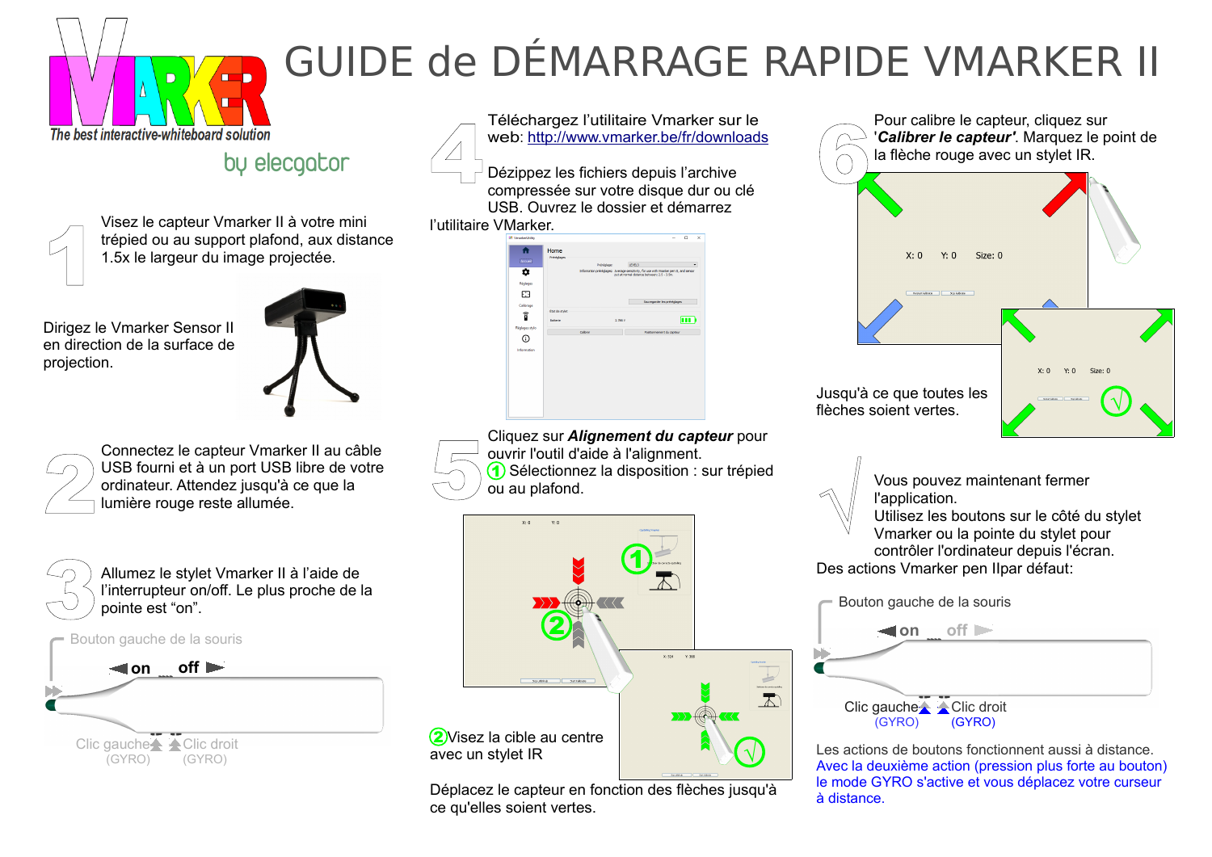# GUIDE de DÉMARRAGE RAPIDE VMARKER II

VMARKER
The best interactive-whiteboard solution
by elecgator

**1** Visez le capteur Vmarker II à votre mini trépied ou au support plafond, aux distance 1.5x le largeur du image projectée.

Dirigez le Vmarker Sensor II en direction de la surface de projection.

**2** Connectez le capteur Vmarker II au câble USB fourni et à un port USB libre de votre ordinateur. Attendez jusqu'à ce que la lumière rouge reste allumée.

**3** Allumez le stylet Vmarker II à l'aide de l'interrupteur on/off. Le plus proche de la pointe est "on".

Bouton gauche de la souris
on off
Clic gauche (GYRO) Clic droit (GYRO)

**4** Téléchargez l'utilitaire Vmarker sur le web: http://www.vmarker.be/fr/downloads

Dézippez les fichiers depuis l'archive compressée sur votre disque dur ou clé USB. Ouvrez le dossier et démarrez l'utilitaire VMarker.

**5** Cliquez sur ***Alignement du capteur*** pour ouvrir l'outil d'aide à l'alignment.
① Sélectionnez la disposition : sur trépied ou au plafond.

② Visez la cible au centre avec un stylet IR

Déplacez le capteur en fonction des flèches jusqu'à ce qu'elles soient vertes.

**6** Pour calibre le capteur, cliquez sur '***Calibrer le capteur'***. Marquez le point de la flèche rouge avec un stylet IR.

X: 0 Y: 0 Size: 0

Jusqu'à ce que toutes les flèches soient vertes.

**√** Vous pouvez maintenant fermer l'application.
Utilisez les boutons sur le côté du stylet Vmarker ou la pointe du stylet pour contrôler l'ordinateur depuis l'écran.
Des actions Vmarker pen IIpar défaut:

Bouton gauche de la souris
on off
Clic gauche (GYRO) Clic droit (GYRO)

Les actions de boutons fonctionnent aussi à distance.
Avec la deuxième action (pression plus forte au bouton) le mode GYRO s'active et vous déplacez votre curseur à distance.